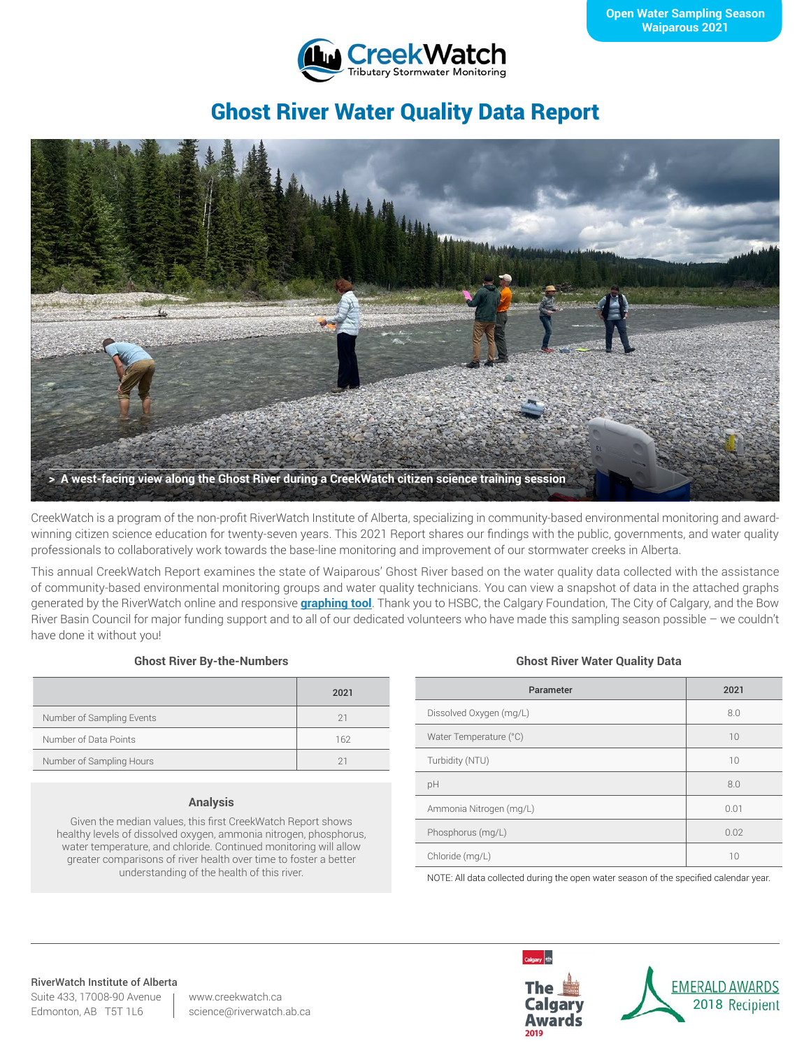Open Water Sampling Season
Waiparous 2021

CreekWatch
Tributary Stormwater Monitoring

# Ghost River Water Quality Data Report

> A west-facing view along the Ghost River during a CreekWatch citizen science training session

CreekWatch is a program of the non-profit RiverWatch Institute of Alberta, specializing in community-based environmental monitoring and award-winning citizen science education for twenty-seven years. This 2021 Report shares our findings with the public, governments, and water quality professionals to collaboratively work towards the base-line monitoring and improvement of our stormwater creeks in Alberta.

This annual CreekWatch Report examines the state of Waiparous' Ghost River based on the water quality data collected with the assistance of community-based environmental monitoring groups and water quality technicians. You can view a snapshot of data in the attached graphs generated by the RiverWatch online and responsive **graphing tool**. Thank you to HSBC, the Calgary Foundation, The City of Calgary, and the Bow River Basin Council for major funding support and to all of our dedicated volunteers who have made this sampling season possible – we couldn't have done it without you!

### Ghost River By-the-Numbers

| | 2021 |
|---|---|
| Number of Sampling Events | 21 |
| Number of Data Points | 162 |
| Number of Sampling Hours | 21 |

### Analysis

Given the median values, this first CreekWatch Report shows healthy levels of dissolved oxygen, ammonia nitrogen, phosphorus, water temperature, and chloride. Continued monitoring will allow greater comparisons of river health over time to foster a better understanding of the health of this river.

### Ghost River Water Quality Data

| Parameter | 2021 |
|---|---|
| Dissolved Oxygen (mg/L) | 8.0 |
| Water Temperature (°C) | 10 |
| Turbidity (NTU) | 10 |
| pH | 8.0 |
| Ammonia Nitrogen (mg/L) | 0.01 |
| Phosphorus (mg/L) | 0.02 |
| Chloride (mg/L) | 10 |

NOTE: All data collected during the open water season of the specified calendar year.

**RiverWatch Institute of Alberta**
Suite 433, 17008-90 Avenue
Edmonton, AB T5T 1L6

www.creekwatch.ca
science@riverwatch.ab.ca

The Calgary Awards 2019

EMERALD AWARDS 2018 Recipient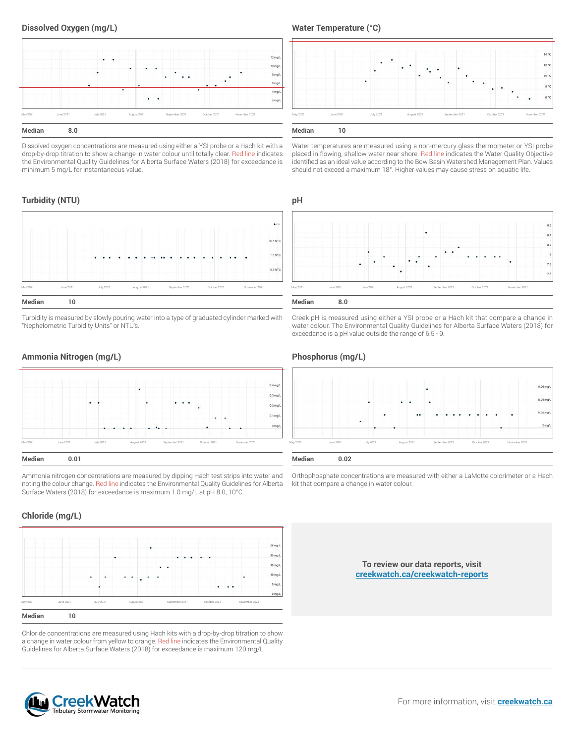## Dissolved Oxygen (mg/L)

12 mg/L
10 mg/L
8 mg/L
6 mg/L
4 mg/L
2 mg/L

May 2021 June 2021 July 2021 August 2021 September 2021 October 2021 November 2021

**Median** 8.0

Dissolved oxygen concentrations are measured using either a YSI probe or a Hach kit with a drop-by-drop titration to show a change in water colour until totally clear. Red line indicates the Environmental Quality Guidelines for Alberta Surface Waters (2018) for exceedance is minimum 5 mg/L for instantaneous value.

## Water Temperature (°C)

14 °C
12 °C
10 °C
8 °C
6 °C

May 2021 June 2021 July 2021 August 2021 September 2021 October 2021 November 2021

**Median** 10

Water temperatures are measured using a non-mercury glass thermometer or YSI probe placed in flowing, shallow water near shore. Red line indicates the Water Quality Objective identified as an ideal value according to the Bow Basin Watershed Management Plan. Values should not exceed a maximum 18°. Higher values may cause stress on aquatic life.

## Turbidity (NTU)

NTU
10.5 NTU
10 NTU
9.5 NTU

May 2021 June 2021 July 2021 August 2021 September 2021 October 2021 November 2021

**Median** 10

Turbidity is measured by slowly pouring water into a type of graduated cylinder marked with "Nephelometric Turbidity Units" or NTU's.

## pH

8.6
8.4
8.2
8
7.8
7.6

May 2021 June 2021 July 2021 August 2021 September 2021 October 2021 November 2021

**Median** 8.0

Creek pH is measured using either a YSI probe or a Hach kit that compare a change in water colour. The Environmental Quality Guidelines for Alberta Surface Waters (2018) for exceedance is a pH value outside the range of 6.5 - 9.

## Ammonia Nitrogen (mg/L)

0.4 mg/L
0.3 mg/L
0.2 mg/L
0.1 mg/L
0 mg/L

May 2021 June 2021 July 2021 August 2021 September 2021 October 2021 November 2021

**Median** 0.01

Ammonia nitrogen concentrations are measured by dipping Hach test strips into water and noting the colour change. Red line indicates the Environmental Quality Guidelines for Alberta Surface Waters (2018) for exceedance is maximum 1.0 mg/L at pH 8.0, 10°C.

## Phosphorus (mg/L)

0.06 mg/L
0.04 mg/L
0.02 mg/L
0 mg/L

May 2021 June 2021 July 2021 August 2021 September 2021 October 2021 November 2021

**Median** 0.02

Orthophosphate concentrations are measured with either a LaMotte colorimeter or a Hach kit that compare a change in water colour.

## Chloride (mg/L)

25 mg/L
20 mg/L
15 mg/L
10 mg/L
5 mg/L
0 mg/L

May 2021 June 2021 July 2021 August 2021 September 2021 October 2021 November 2021

**Median** 10

Chloride concentrations are measured using Hach kits with a drop-by-drop titration to show a change in water colour from yellow to orange. Red line indicates the Environmental Quality Guidelines for Alberta Surface Waters (2018) for exceedance is maximum 120 mg/L.

**To review our data reports, visit [creekwatch.ca/creekwatch-reports](creekwatch.ca/creekwatch-reports)**

CreekWatch
Tributary Stormwater Monitoring

For more information, visit **[creekwatch.ca](creekwatch.ca)**